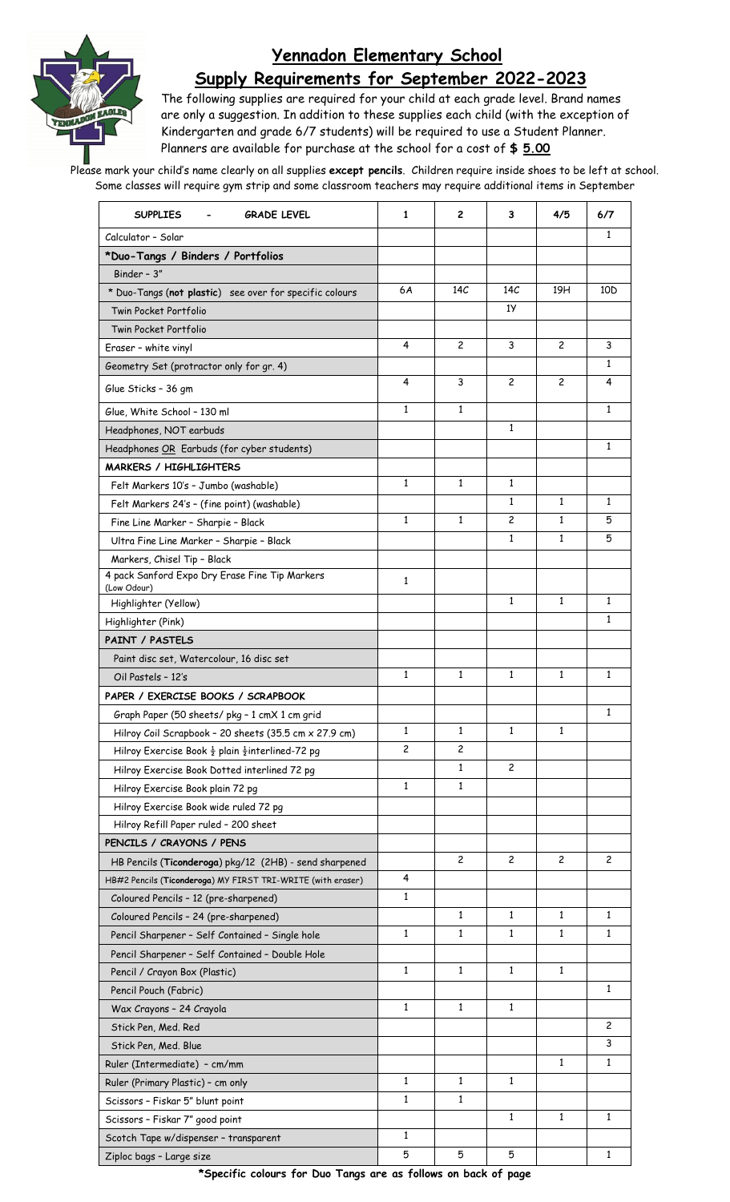# Yennadon Elementary School

## Supply Requirements for September 2022-2023

The following supplies are required for your child at each grade level. Brand names are only a suggestion. In addition to these supplies each child (with the exception of Kindergarten and grade 6/7 students) will be required to use a Student Planner. Planners are available for purchase at the school for a cost of **$ 5.00**

Please mark your child's name clearly on all supplies **except pencils**. Children require inside shoes to be left at school. Some classes will require gym strip and some classroom teachers may require additional items in September

| SUPPLIES - GRADE LEVEL | 1 | 2 | 3 | 4/5 | 6/7 |
|---|---|---|---|---|---|
| Calculator – Solar | | | | | 1 |
| **\*Duo-Tangs / Binders / Portfolios** | | | | | |
| Binder – 3" | | | | | |
| \* Duo-Tangs (**not plastic**) see over for specific colours | 6A | 14C | 14C | 19H | 10D |
| Twin Pocket Portfolio | | | 1Y | | |
| Twin Pocket Portfolio | | | | | |
| Eraser – white vinyl | 4 | 2 | 3 | 2 | 3 |
| Geometry Set (protractor only for gr. 4) | | | | | 1 |
| Glue Sticks – 36 gm | 4 | 3 | 2 | 2 | 4 |
| Glue, White School – 130 ml | 1 | 1 | | | 1 |
| Headphones, NOT earbuds | | | 1 | | |
| Headphones OR Earbuds (for cyber students) | | | | | 1 |
| **MARKERS / HIGHLIGHTERS** | | | | | |
| Felt Markers 10's – Jumbo (washable) | 1 | 1 | 1 | | |
| Felt Markers 24's – (fine point) (washable) | | | 1 | 1 | 1 |
| Fine Line Marker – Sharpie – Black | 1 | 1 | 2 | 1 | 5 |
| Ultra Fine Line Marker – Sharpie – Black | | | 1 | 1 | 5 |
| Markers, Chisel Tip – Black | | | | | |
| 4 pack Sanford Expo Dry Erase Fine Tip Markers (Low Odour) | 1 | | | | |
| Highlighter (Yellow) | | | 1 | 1 | 1 |
| Highlighter (Pink) | | | | | 1 |
| **PAINT / PASTELS** | | | | | |
| Paint disc set, Watercolour, 16 disc set | | | | | |
| Oil Pastels – 12's | 1 | 1 | 1 | 1 | 1 |
| **PAPER / EXERCISE BOOKS / SCRAPBOOK** | | | | | |
| Graph Paper (50 sheets/ pkg – 1 cmX 1 cm grid | | | | | 1 |
| Hilroy Coil Scrapbook – 20 sheets (35.5 cm x 27.9 cm) | 1 | 1 | 1 | 1 | |
| Hilroy Exercise Book ½ plain ½interlined-72 pg | 2 | 2 | | | |
| Hilroy Exercise Book Dotted interlined 72 pg | | 1 | 2 | | |
| Hilroy Exercise Book plain 72 pg | 1 | 1 | | | |
| Hilroy Exercise Book wide ruled 72 pg | | | | | |
| Hilroy Refill Paper ruled – 200 sheet | | | | | |
| **PENCILS / CRAYONS / PENS** | | | | | |
| HB Pencils (**Ticonderoga**) pkg/12 (2HB) - send sharpened | | 2 | 2 | 2 | 2 |
| HB#2 Pencils (**Ticonderoga**) MY FIRST TRI-WRITE (with eraser) | 4 | | | | |
| Coloured Pencils – 12 (pre-sharpened) | 1 | | | | |
| Coloured Pencils – 24 (pre-sharpened) | | 1 | 1 | 1 | 1 |
| Pencil Sharpener – Self Contained – Single hole | 1 | 1 | 1 | 1 | 1 |
| Pencil Sharpener – Self Contained – Double Hole | | | | | |
| Pencil / Crayon Box (Plastic) | 1 | 1 | 1 | 1 | |
| Pencil Pouch (Fabric) | | | | | 1 |
| Wax Crayons – 24 Crayola | 1 | 1 | 1 | | |
| Stick Pen, Med. Red | | | | | 2 |
| Stick Pen, Med. Blue | | | | | 3 |
| Ruler (Intermediate) – cm/mm | | | | 1 | 1 |
| Ruler (Primary Plastic) – cm only | 1 | 1 | 1 | | |
| Scissors – Fiskar 5" blunt point | 1 | 1 | | | |
| Scissors – Fiskar 7" good point | | | 1 | 1 | 1 |
| Scotch Tape w/dispenser – transparent | 1 | | | | |
| Ziploc bags – Large size | 5 | 5 | 5 | | 1 |

**\*Specific colours for Duo Tangs are as follows on back of page**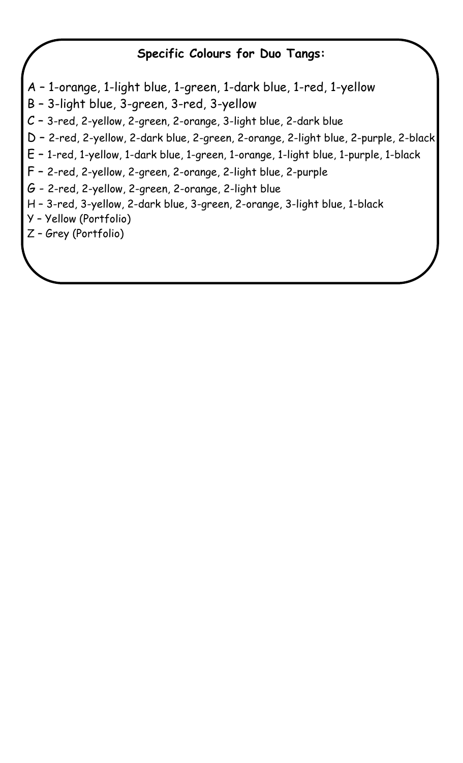**Specific Colours for Duo Tangs:**

A – 1-orange, 1-light blue, 1-green, 1-dark blue, 1-red, 1-yellow

B – 3-light blue, 3-green, 3-red, 3-yellow

C – 3-red, 2-yellow, 2-green, 2-orange, 3-light blue, 2-dark blue

D – 2-red, 2-yellow, 2-dark blue, 2-green, 2-orange, 2-light blue, 2-purple, 2-black

E – 1-red, 1-yellow, 1-dark blue, 1-green, 1-orange, 1-light blue, 1-purple, 1-black

F – 2-red, 2-yellow, 2-green, 2-orange, 2-light blue, 2-purple

G - 2-red, 2-yellow, 2-green, 2-orange, 2-light blue

H – 3-red, 3-yellow, 2-dark blue, 3-green, 2-orange, 3-light blue, 1-black

Y – Yellow (Portfolio)

Z – Grey (Portfolio)